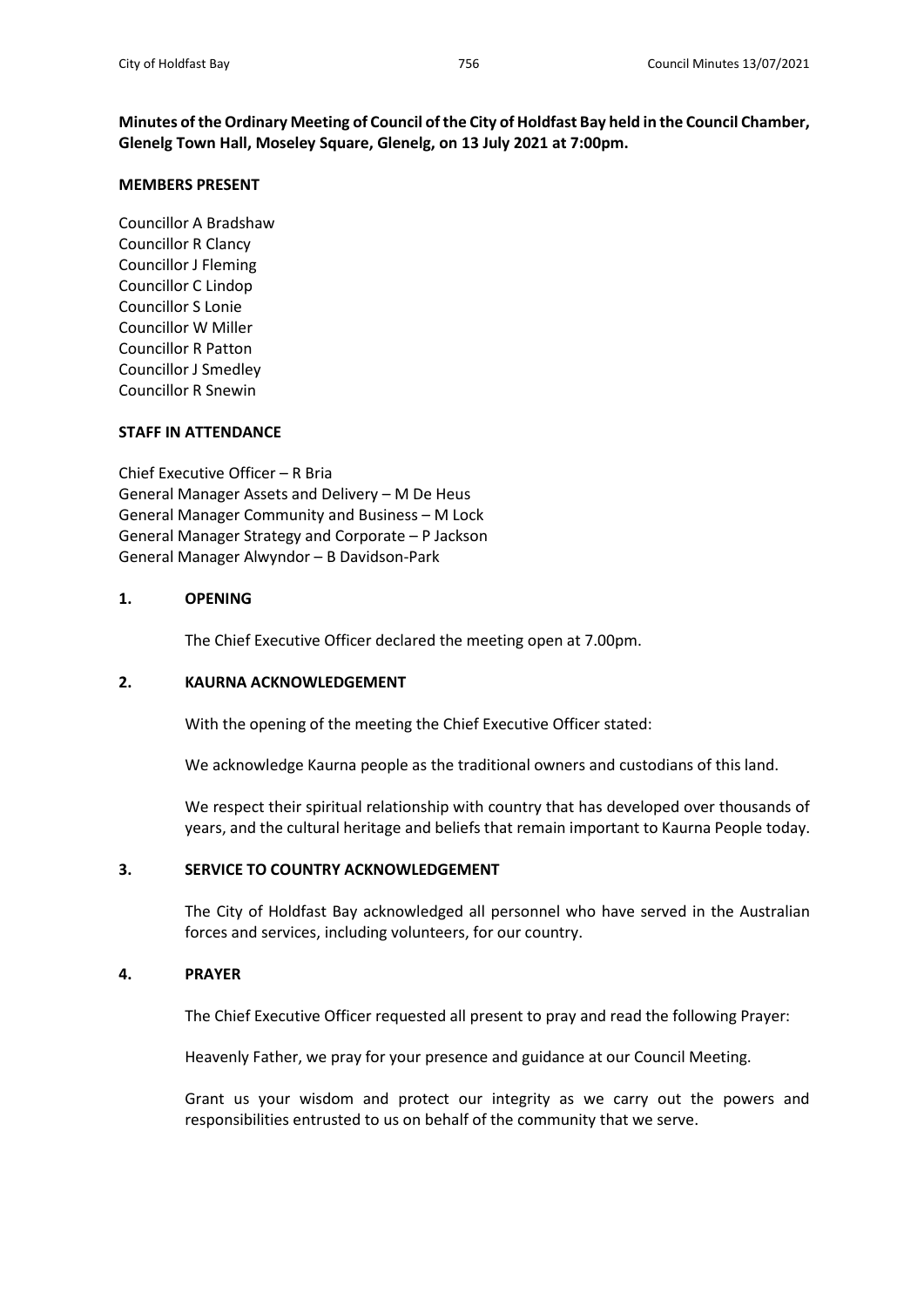**Minutes of the Ordinary Meeting of Council of the City of Holdfast Bay held in the Council Chamber, Glenelg Town Hall, Moseley Square, Glenelg, on 13 July 2021 at 7:00pm.**

**MEMBERS PRESENT**

Councillor A Bradshaw
Councillor R Clancy
Councillor J Fleming
Councillor C Lindop
Councillor S Lonie
Councillor W Miller
Councillor R Patton
Councillor J Smedley
Councillor R Snewin

**STAFF IN ATTENDANCE**

Chief Executive Officer – R Bria
General Manager Assets and Delivery – M De Heus
General Manager Community and Business – M Lock
General Manager Strategy and Corporate – P Jackson
General Manager Alwyndor – B Davidson-Park

## 1. OPENING

The Chief Executive Officer declared the meeting open at 7.00pm.

## 2. KAURNA ACKNOWLEDGEMENT

With the opening of the meeting the Chief Executive Officer stated:

We acknowledge Kaurna people as the traditional owners and custodians of this land.

We respect their spiritual relationship with country that has developed over thousands of years, and the cultural heritage and beliefs that remain important to Kaurna People today.

## 3. SERVICE TO COUNTRY ACKNOWLEDGEMENT

The City of Holdfast Bay acknowledged all personnel who have served in the Australian forces and services, including volunteers, for our country.

## 4. PRAYER

The Chief Executive Officer requested all present to pray and read the following Prayer:

Heavenly Father, we pray for your presence and guidance at our Council Meeting.

Grant us your wisdom and protect our integrity as we carry out the powers and responsibilities entrusted to us on behalf of the community that we serve.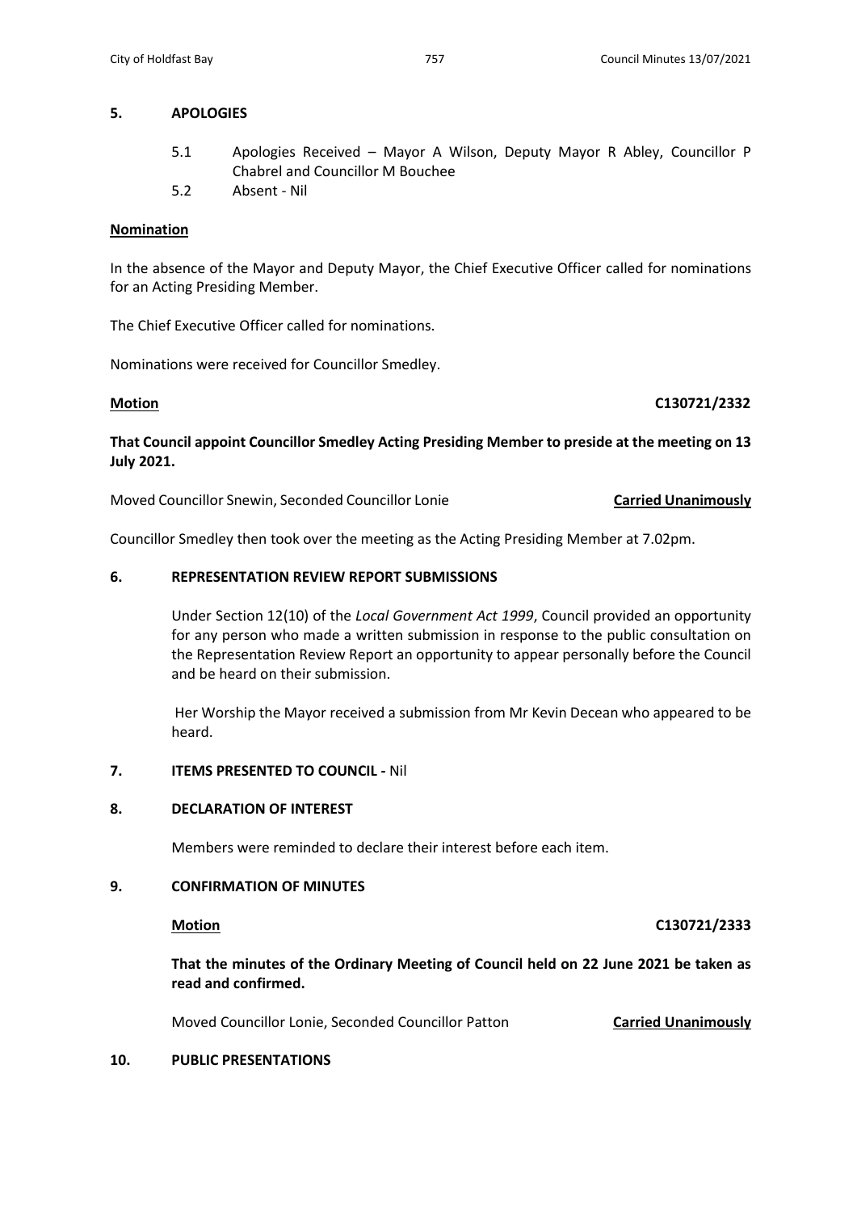## 5. APOLOGIES

5.1 Apologies Received – Mayor A Wilson, Deputy Mayor R Abley, Councillor P Chabrel and Councillor M Bouchee

5.2 Absent - Nil

**Nomination**

In the absence of the Mayor and Deputy Mayor, the Chief Executive Officer called for nominations for an Acting Presiding Member.

The Chief Executive Officer called for nominations.

Nominations were received for Councillor Smedley.

**Motion** **C130721/2332**

**That Council appoint Councillor Smedley Acting Presiding Member to preside at the meeting on 13 July 2021.**

Moved Councillor Snewin, Seconded Councillor Lonie **Carried Unanimously**

Councillor Smedley then took over the meeting as the Acting Presiding Member at 7.02pm.

## 6. REPRESENTATION REVIEW REPORT SUBMISSIONS

Under Section 12(10) of the *Local Government Act 1999*, Council provided an opportunity for any person who made a written submission in response to the public consultation on the Representation Review Report an opportunity to appear personally before the Council and be heard on their submission.

Her Worship the Mayor received a submission from Mr Kevin Decean who appeared to be heard.

## 7. ITEMS PRESENTED TO COUNCIL - Nil

## 8. DECLARATION OF INTEREST

Members were reminded to declare their interest before each item.

## 9. CONFIRMATION OF MINUTES

**Motion** **C130721/2333**

**That the minutes of the Ordinary Meeting of Council held on 22 June 2021 be taken as read and confirmed.**

Moved Councillor Lonie, Seconded Councillor Patton **Carried Unanimously**

## 10. PUBLIC PRESENTATIONS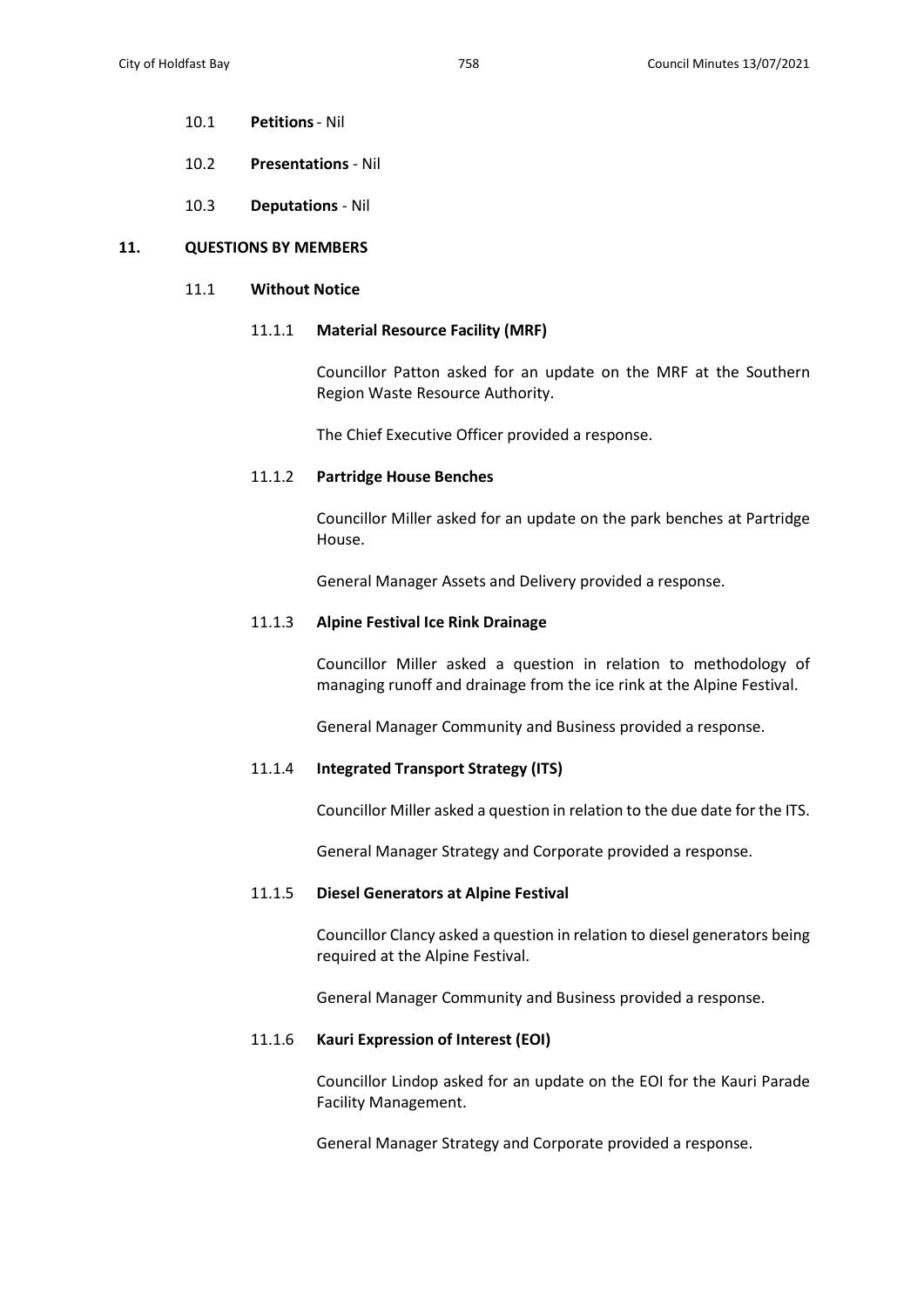10.1 **Petitions** - Nil

10.2 **Presentations** - Nil

10.3 **Deputations** - Nil

## 11. QUESTIONS BY MEMBERS

### 11.1 Without Notice

#### 11.1.1 Material Resource Facility (MRF)

Councillor Patton asked for an update on the MRF at the Southern Region Waste Resource Authority.

The Chief Executive Officer provided a response.

#### 11.1.2 Partridge House Benches

Councillor Miller asked for an update on the park benches at Partridge House.

General Manager Assets and Delivery provided a response.

#### 11.1.3 Alpine Festival Ice Rink Drainage

Councillor Miller asked a question in relation to methodology of managing runoff and drainage from the ice rink at the Alpine Festival.

General Manager Community and Business provided a response.

#### 11.1.4 Integrated Transport Strategy (ITS)

Councillor Miller asked a question in relation to the due date for the ITS.

General Manager Strategy and Corporate provided a response.

#### 11.1.5 Diesel Generators at Alpine Festival

Councillor Clancy asked a question in relation to diesel generators being required at the Alpine Festival.

General Manager Community and Business provided a response.

#### 11.1.6 Kauri Expression of Interest (EOI)

Councillor Lindop asked for an update on the EOI for the Kauri Parade Facility Management.

General Manager Strategy and Corporate provided a response.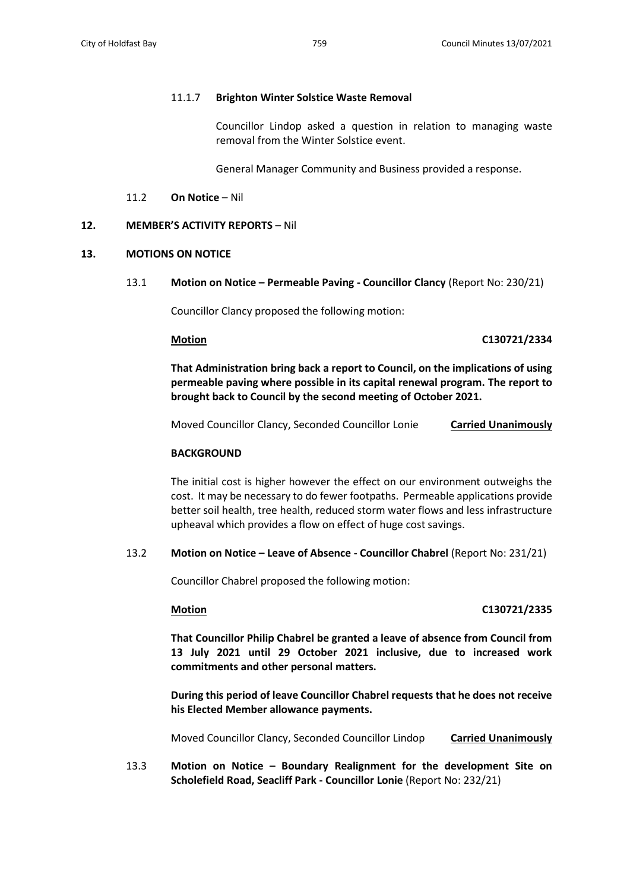11.1.7 **Brighton Winter Solstice Waste Removal**

Councillor Lindop asked a question in relation to managing waste removal from the Winter Solstice event.

General Manager Community and Business provided a response.

11.2 **On Notice** – Nil

## 12. MEMBER'S ACTIVITY REPORTS – Nil

## 13. MOTIONS ON NOTICE

13.1 **Motion on Notice – Permeable Paving - Councillor Clancy** (Report No: 230/21)

Councillor Clancy proposed the following motion:

**Motion** **C130721/2334**

**That Administration bring back a report to Council, on the implications of using permeable paving where possible in its capital renewal program. The report to brought back to Council by the second meeting of October 2021.**

Moved Councillor Clancy, Seconded Councillor Lonie **Carried Unanimously**

**BACKGROUND**

The initial cost is higher however the effect on our environment outweighs the cost. It may be necessary to do fewer footpaths. Permeable applications provide better soil health, tree health, reduced storm water flows and less infrastructure upheaval which provides a flow on effect of huge cost savings.

13.2 **Motion on Notice – Leave of Absence - Councillor Chabrel** (Report No: 231/21)

Councillor Chabrel proposed the following motion:

**Motion** **C130721/2335**

**That Councillor Philip Chabrel be granted a leave of absence from Council from 13 July 2021 until 29 October 2021 inclusive, due to increased work commitments and other personal matters.**

**During this period of leave Councillor Chabrel requests that he does not receive his Elected Member allowance payments.**

Moved Councillor Clancy, Seconded Councillor Lindop **Carried Unanimously**

13.3 **Motion on Notice – Boundary Realignment for the development Site on Scholefield Road, Seacliff Park - Councillor Lonie** (Report No: 232/21)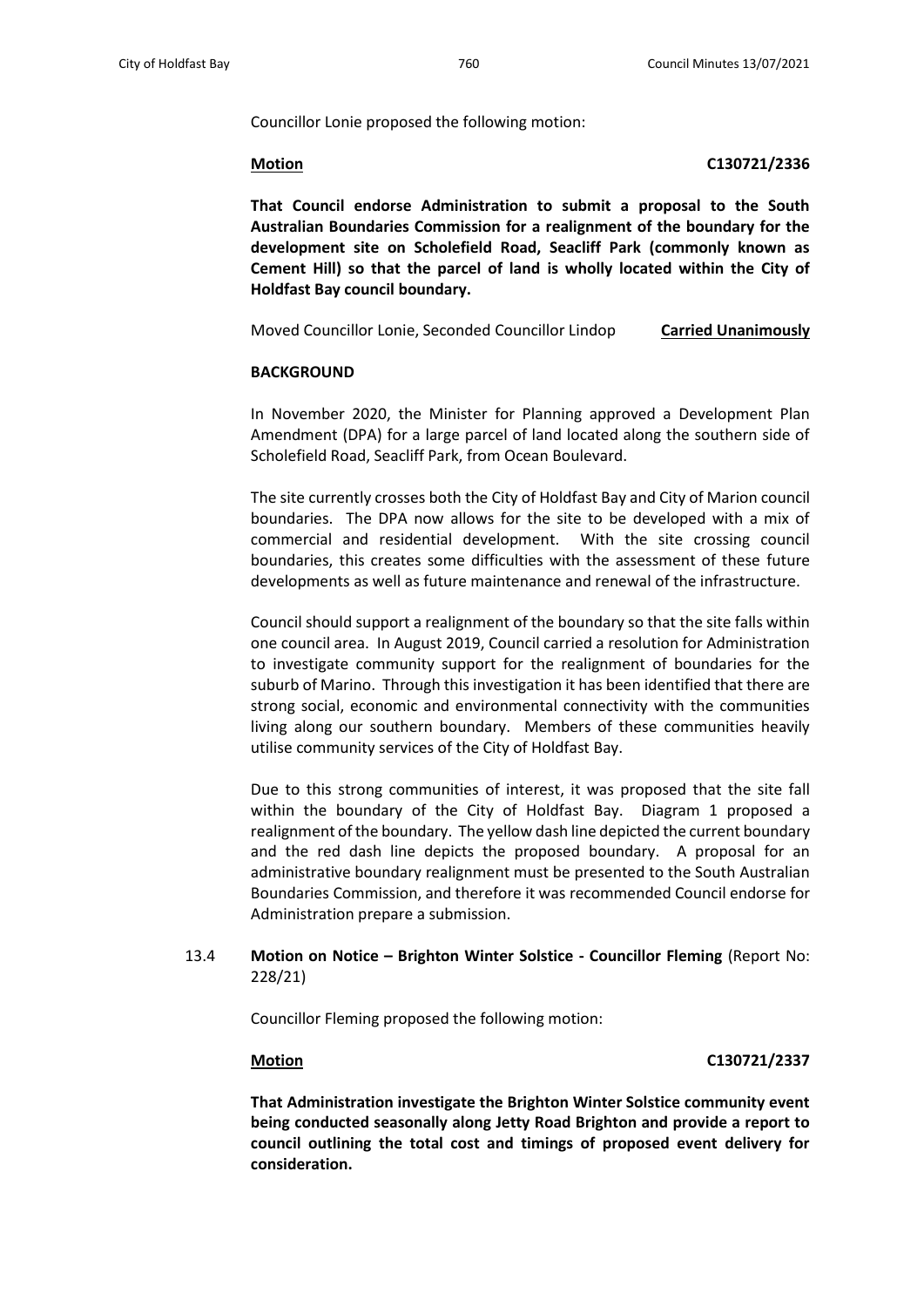Councillor Lonie proposed the following motion:

**Motion** **C130721/2336**

**That Council endorse Administration to submit a proposal to the South Australian Boundaries Commission for a realignment of the boundary for the development site on Scholefield Road, Seacliff Park (commonly known as Cement Hill) so that the parcel of land is wholly located within the City of Holdfast Bay council boundary.**

Moved Councillor Lonie, Seconded Councillor Lindop **Carried Unanimously**

**BACKGROUND**

In November 2020, the Minister for Planning approved a Development Plan Amendment (DPA) for a large parcel of land located along the southern side of Scholefield Road, Seacliff Park, from Ocean Boulevard.

The site currently crosses both the City of Holdfast Bay and City of Marion council boundaries. The DPA now allows for the site to be developed with a mix of commercial and residential development. With the site crossing council boundaries, this creates some difficulties with the assessment of these future developments as well as future maintenance and renewal of the infrastructure.

Council should support a realignment of the boundary so that the site falls within one council area. In August 2019, Council carried a resolution for Administration to investigate community support for the realignment of boundaries for the suburb of Marino. Through this investigation it has been identified that there are strong social, economic and environmental connectivity with the communities living along our southern boundary. Members of these communities heavily utilise community services of the City of Holdfast Bay.

Due to this strong communities of interest, it was proposed that the site fall within the boundary of the City of Holdfast Bay. Diagram 1 proposed a realignment of the boundary. The yellow dash line depicted the current boundary and the red dash line depicts the proposed boundary. A proposal for an administrative boundary realignment must be presented to the South Australian Boundaries Commission, and therefore it was recommended Council endorse for Administration prepare a submission.

13.4 **Motion on Notice – Brighton Winter Solstice - Councillor Fleming** (Report No: 228/21)

Councillor Fleming proposed the following motion:

**Motion** **C130721/2337**

**That Administration investigate the Brighton Winter Solstice community event being conducted seasonally along Jetty Road Brighton and provide a report to council outlining the total cost and timings of proposed event delivery for consideration.**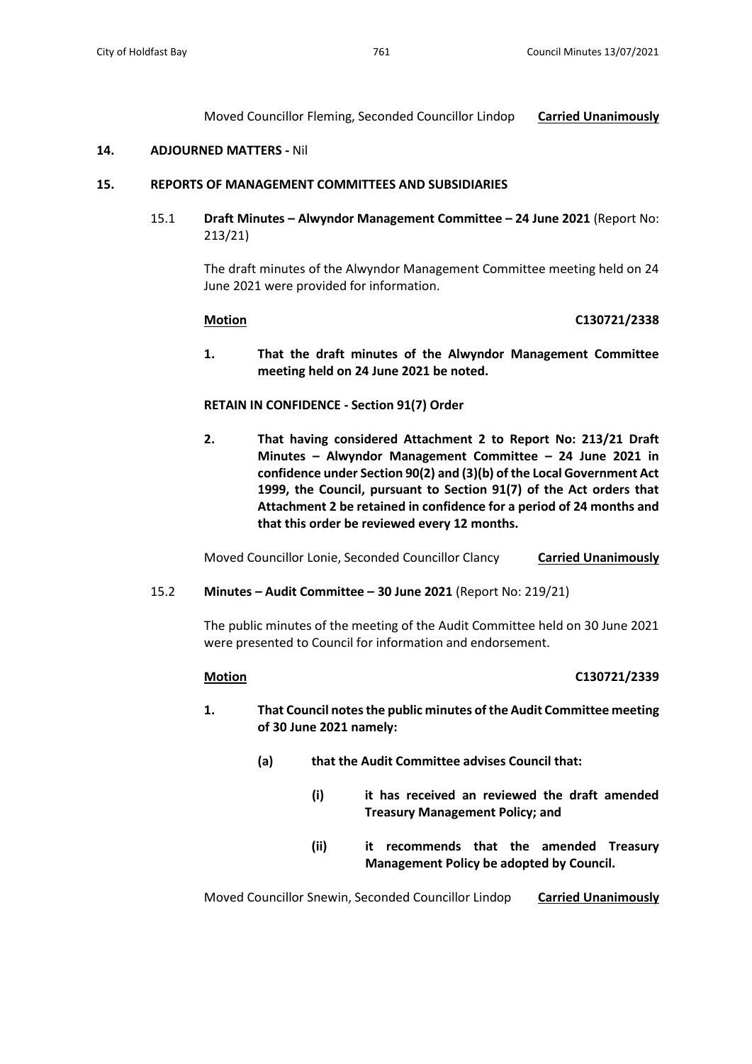Moved Councillor Fleming, Seconded Councillor Lindop **Carried Unanimously**

## 14. ADJOURNED MATTERS - Nil

## 15. REPORTS OF MANAGEMENT COMMITTEES AND SUBSIDIARIES

### 15.1 **Draft Minutes – Alwyndor Management Committee – 24 June 2021** (Report No: 213/21)

The draft minutes of the Alwyndor Management Committee meeting held on 24 June 2021 were provided for information.

**Motion** **C130721/2338**

1. **That the draft minutes of the Alwyndor Management Committee meeting held on 24 June 2021 be noted.**

**RETAIN IN CONFIDENCE - Section 91(7) Order**

2. **That having considered Attachment 2 to Report No: 213/21 Draft Minutes – Alwyndor Management Committee – 24 June 2021 in confidence under Section 90(2) and (3)(b) of the Local Government Act 1999, the Council, pursuant to Section 91(7) of the Act orders that Attachment 2 be retained in confidence for a period of 24 months and that this order be reviewed every 12 months.**

Moved Councillor Lonie, Seconded Councillor Clancy **Carried Unanimously**

### 15.2 **Minutes – Audit Committee – 30 June 2021** (Report No: 219/21)

The public minutes of the meeting of the Audit Committee held on 30 June 2021 were presented to Council for information and endorsement.

**Motion** **C130721/2339**

1. **That Council notes the public minutes of the Audit Committee meeting of 30 June 2021 namely:**
   - **(a) that the Audit Committee advises Council that:**
     - **(i) it has received an reviewed the draft amended Treasury Management Policy; and**
     - **(ii) it recommends that the amended Treasury Management Policy be adopted by Council.**

Moved Councillor Snewin, Seconded Councillor Lindop **Carried Unanimously**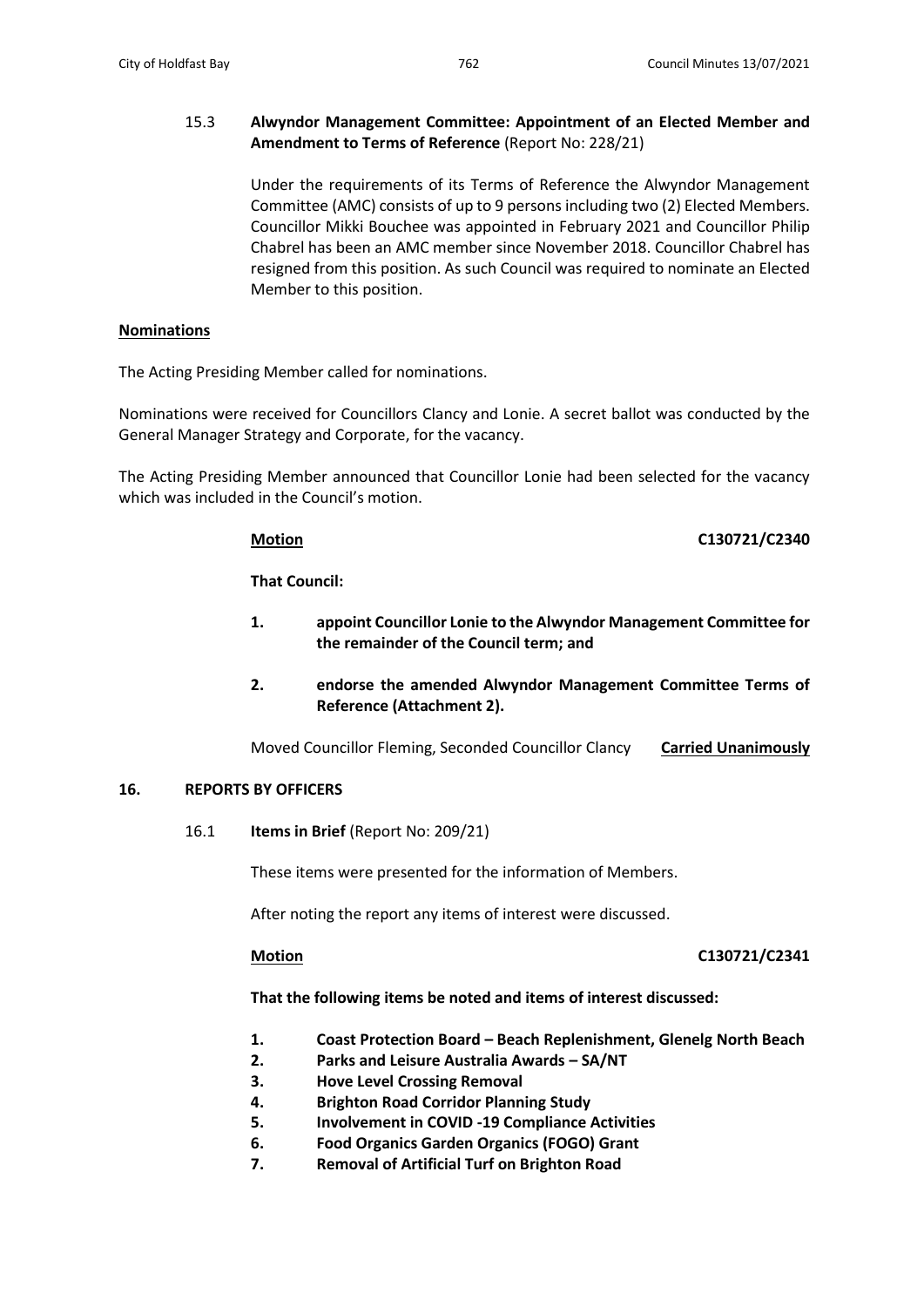15.3 **Alwyndor Management Committee: Appointment of an Elected Member and Amendment to Terms of Reference** (Report No: 228/21)

Under the requirements of its Terms of Reference the Alwyndor Management Committee (AMC) consists of up to 9 persons including two (2) Elected Members. Councillor Mikki Bouchee was appointed in February 2021 and Councillor Philip Chabrel has been an AMC member since November 2018. Councillor Chabrel has resigned from this position. As such Council was required to nominate an Elected Member to this position.

**Nominations**

The Acting Presiding Member called for nominations.

Nominations were received for Councillors Clancy and Lonie. A secret ballot was conducted by the General Manager Strategy and Corporate, for the vacancy.

The Acting Presiding Member announced that Councillor Lonie had been selected for the vacancy which was included in the Council's motion.

**Motion** **C130721/C2340**

**That Council:**

1. **appoint Councillor Lonie to the Alwyndor Management Committee for the remainder of the Council term; and**
2. **endorse the amended Alwyndor Management Committee Terms of Reference (Attachment 2).**

Moved Councillor Fleming, Seconded Councillor Clancy **Carried Unanimously**

## 16. REPORTS BY OFFICERS

16.1 **Items in Brief** (Report No: 209/21)

These items were presented for the information of Members.

After noting the report any items of interest were discussed.

**Motion** **C130721/C2341**

**That the following items be noted and items of interest discussed:**

1. **Coast Protection Board – Beach Replenishment, Glenelg North Beach**
2. **Parks and Leisure Australia Awards – SA/NT**
3. **Hove Level Crossing Removal**
4. **Brighton Road Corridor Planning Study**
5. **Involvement in COVID -19 Compliance Activities**
6. **Food Organics Garden Organics (FOGO) Grant**
7. **Removal of Artificial Turf on Brighton Road**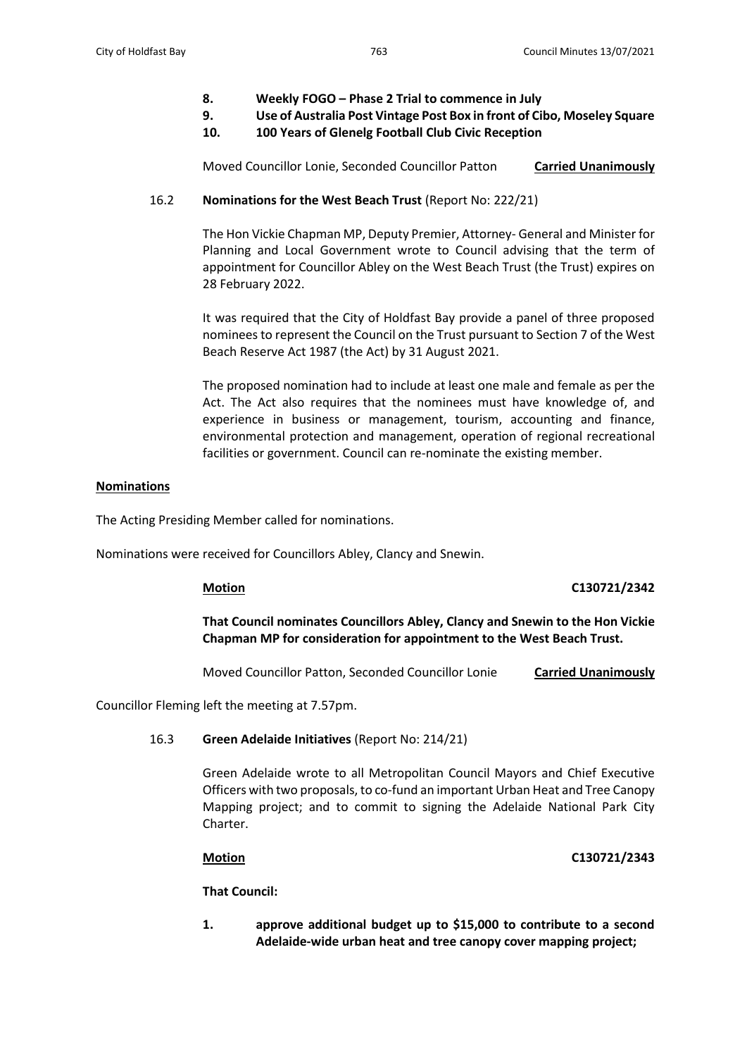8. **Weekly FOGO – Phase 2 Trial to commence in July**
9. **Use of Australia Post Vintage Post Box in front of Cibo, Moseley Square**
10. **100 Years of Glenelg Football Club Civic Reception**

Moved Councillor Lonie, Seconded Councillor Patton **Carried Unanimously**

16.2 **Nominations for the West Beach Trust** (Report No: 222/21)

The Hon Vickie Chapman MP, Deputy Premier, Attorney- General and Minister for Planning and Local Government wrote to Council advising that the term of appointment for Councillor Abley on the West Beach Trust (the Trust) expires on 28 February 2022.

It was required that the City of Holdfast Bay provide a panel of three proposed nominees to represent the Council on the Trust pursuant to Section 7 of the West Beach Reserve Act 1987 (the Act) by 31 August 2021.

The proposed nomination had to include at least one male and female as per the Act. The Act also requires that the nominees must have knowledge of, and experience in business or management, tourism, accounting and finance, environmental protection and management, operation of regional recreational facilities or government. Council can re-nominate the existing member.

**Nominations**

The Acting Presiding Member called for nominations.

Nominations were received for Councillors Abley, Clancy and Snewin.

**Motion** **C130721/2342**

**That Council nominates Councillors Abley, Clancy and Snewin to the Hon Vickie Chapman MP for consideration for appointment to the West Beach Trust.**

Moved Councillor Patton, Seconded Councillor Lonie **Carried Unanimously**

Councillor Fleming left the meeting at 7.57pm.

16.3 **Green Adelaide Initiatives** (Report No: 214/21)

Green Adelaide wrote to all Metropolitan Council Mayors and Chief Executive Officers with two proposals, to co-fund an important Urban Heat and Tree Canopy Mapping project; and to commit to signing the Adelaide National Park City Charter.

**Motion** **C130721/2343**

**That Council:**

1. **approve additional budget up to $15,000 to contribute to a second Adelaide-wide urban heat and tree canopy cover mapping project;**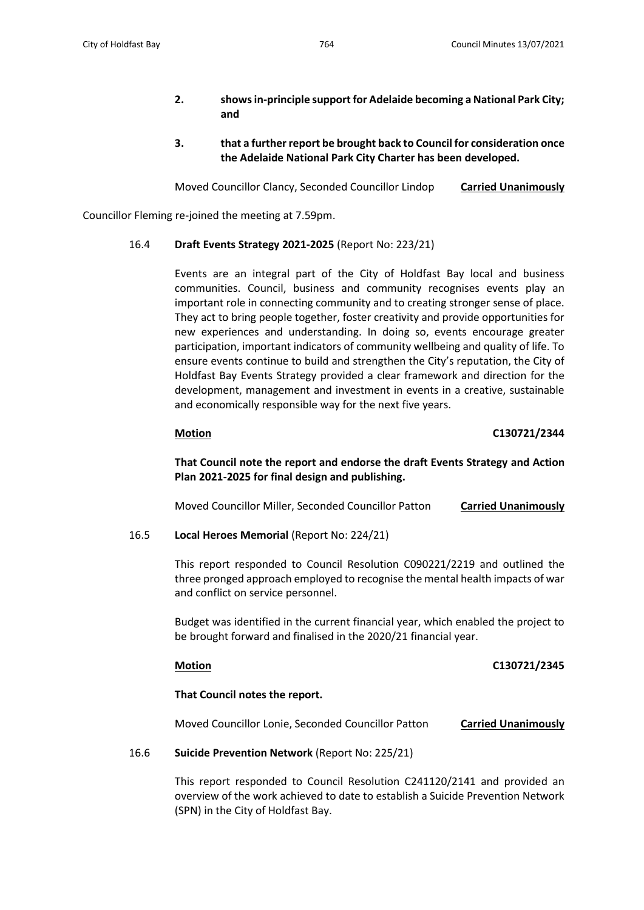**2. shows in-principle support for Adelaide becoming a National Park City; and**

**3. that a further report be brought back to Council for consideration once the Adelaide National Park City Charter has been developed.**

Moved Councillor Clancy, Seconded Councillor Lindop **Carried Unanimously**

Councillor Fleming re-joined the meeting at 7.59pm.

16.4 **Draft Events Strategy 2021-2025** (Report No: 223/21)

Events are an integral part of the City of Holdfast Bay local and business communities. Council, business and community recognises events play an important role in connecting community and to creating stronger sense of place. They act to bring people together, foster creativity and provide opportunities for new experiences and understanding. In doing so, events encourage greater participation, important indicators of community wellbeing and quality of life. To ensure events continue to build and strengthen the City's reputation, the City of Holdfast Bay Events Strategy provided a clear framework and direction for the development, management and investment in events in a creative, sustainable and economically responsible way for the next five years.

**Motion** **C130721/2344**

**That Council note the report and endorse the draft Events Strategy and Action Plan 2021-2025 for final design and publishing.**

Moved Councillor Miller, Seconded Councillor Patton **Carried Unanimously**

16.5 **Local Heroes Memorial** (Report No: 224/21)

This report responded to Council Resolution C090221/2219 and outlined the three pronged approach employed to recognise the mental health impacts of war and conflict on service personnel.

Budget was identified in the current financial year, which enabled the project to be brought forward and finalised in the 2020/21 financial year.

**Motion** **C130721/2345**

**That Council notes the report.**

Moved Councillor Lonie, Seconded Councillor Patton **Carried Unanimously**

16.6 **Suicide Prevention Network** (Report No: 225/21)

This report responded to Council Resolution C241120/2141 and provided an overview of the work achieved to date to establish a Suicide Prevention Network (SPN) in the City of Holdfast Bay.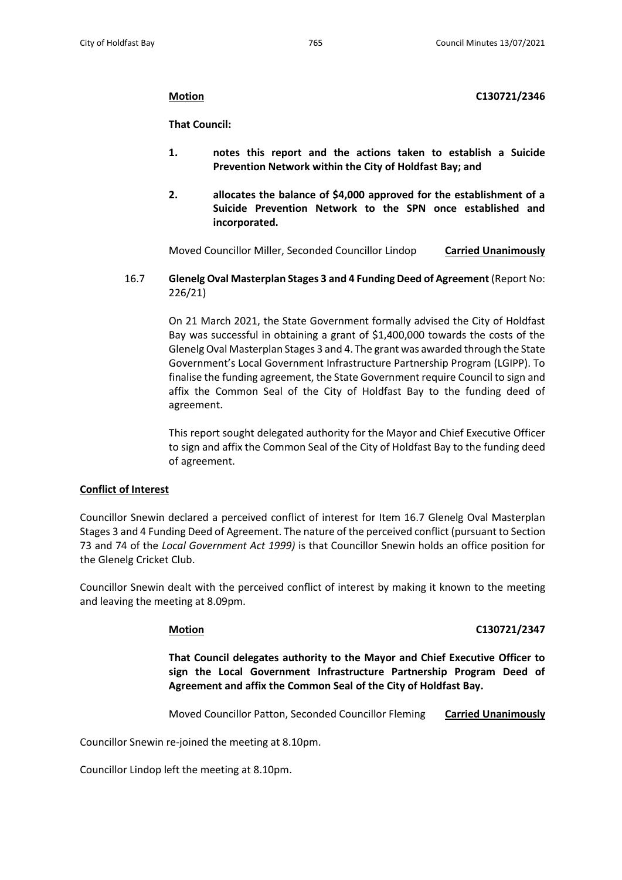**Motion** **C130721/2346**

**That Council:**

1. **notes this report and the actions taken to establish a Suicide Prevention Network within the City of Holdfast Bay; and**

2. **allocates the balance of $4,000 approved for the establishment of a Suicide Prevention Network to the SPN once established and incorporated.**

Moved Councillor Miller, Seconded Councillor Lindop **Carried Unanimously**

16.7 **Glenelg Oval Masterplan Stages 3 and 4 Funding Deed of Agreement** (Report No: 226/21)

On 21 March 2021, the State Government formally advised the City of Holdfast Bay was successful in obtaining a grant of $1,400,000 towards the costs of the Glenelg Oval Masterplan Stages 3 and 4. The grant was awarded through the State Government's Local Government Infrastructure Partnership Program (LGIPP). To finalise the funding agreement, the State Government require Council to sign and affix the Common Seal of the City of Holdfast Bay to the funding deed of agreement.

This report sought delegated authority for the Mayor and Chief Executive Officer to sign and affix the Common Seal of the City of Holdfast Bay to the funding deed of agreement.

**Conflict of Interest**

Councillor Snewin declared a perceived conflict of interest for Item 16.7 Glenelg Oval Masterplan Stages 3 and 4 Funding Deed of Agreement. The nature of the perceived conflict (pursuant to Section 73 and 74 of the *Local Government Act 1999)* is that Councillor Snewin holds an office position for the Glenelg Cricket Club.

Councillor Snewin dealt with the perceived conflict of interest by making it known to the meeting and leaving the meeting at 8.09pm.

**Motion** **C130721/2347**

**That Council delegates authority to the Mayor and Chief Executive Officer to sign the Local Government Infrastructure Partnership Program Deed of Agreement and affix the Common Seal of the City of Holdfast Bay.**

Moved Councillor Patton, Seconded Councillor Fleming **Carried Unanimously**

Councillor Snewin re-joined the meeting at 8.10pm.

Councillor Lindop left the meeting at 8.10pm.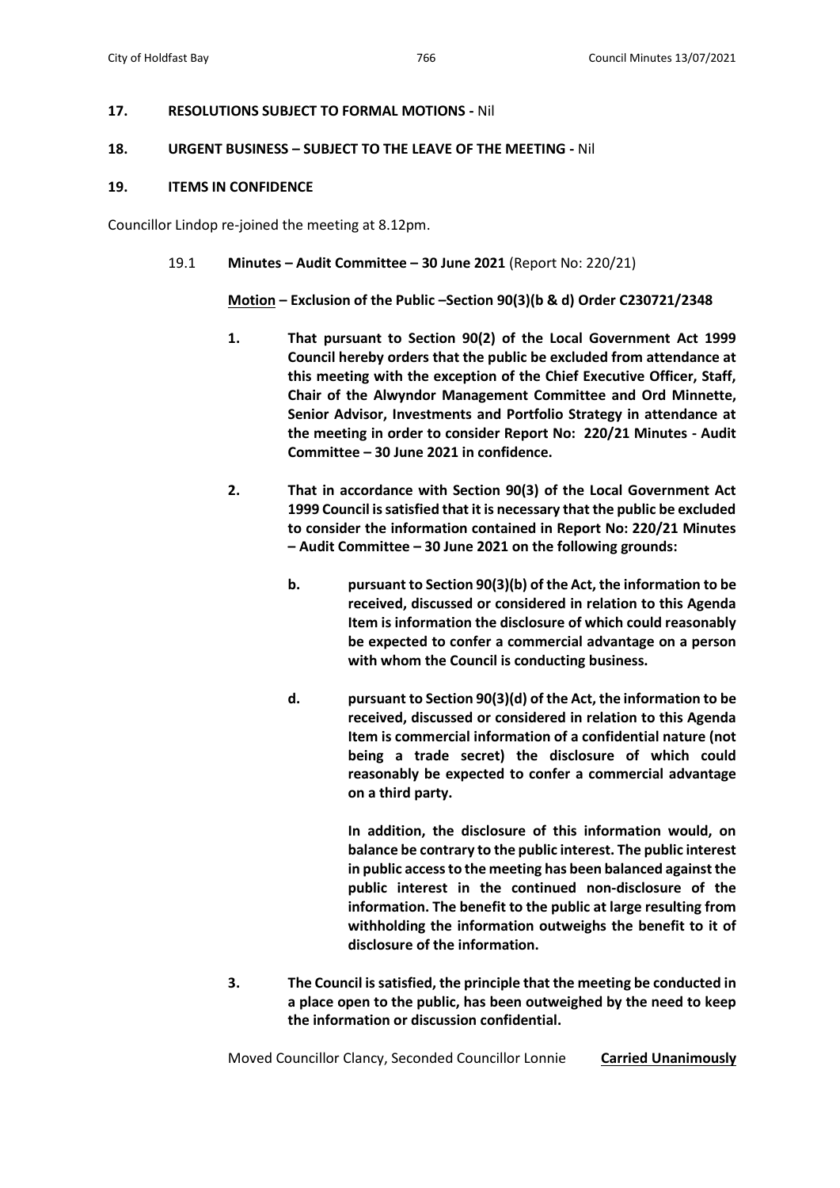**17. RESOLUTIONS SUBJECT TO FORMAL MOTIONS -** Nil

**18. URGENT BUSINESS – SUBJECT TO THE LEAVE OF THE MEETING -** Nil

**19. ITEMS IN CONFIDENCE**

Councillor Lindop re-joined the meeting at 8.12pm.

19.1 **Minutes – Audit Committee – 30 June 2021** (Report No: 220/21)

**Motion – Exclusion of the Public –Section 90(3)(b & d) Order C230721/2348**

1. **That pursuant to Section 90(2) of the Local Government Act 1999 Council hereby orders that the public be excluded from attendance at this meeting with the exception of the Chief Executive Officer, Staff, Chair of the Alwyndor Management Committee and Ord Minnette, Senior Advisor, Investments and Portfolio Strategy in attendance at the meeting in order to consider Report No: 220/21 Minutes - Audit Committee – 30 June 2021 in confidence.**

2. **That in accordance with Section 90(3) of the Local Government Act 1999 Council is satisfied that it is necessary that the public be excluded to consider the information contained in Report No: 220/21 Minutes – Audit Committee – 30 June 2021 on the following grounds:**

   b. **pursuant to Section 90(3)(b) of the Act, the information to be received, discussed or considered in relation to this Agenda Item is information the disclosure of which could reasonably be expected to confer a commercial advantage on a person with whom the Council is conducting business.**

   d. **pursuant to Section 90(3)(d) of the Act, the information to be received, discussed or considered in relation to this Agenda Item is commercial information of a confidential nature (not being a trade secret) the disclosure of which could reasonably be expected to confer a commercial advantage on a third party.**

   **In addition, the disclosure of this information would, on balance be contrary to the public interest. The public interest in public access to the meeting has been balanced against the public interest in the continued non-disclosure of the information. The benefit to the public at large resulting from withholding the information outweighs the benefit to it of disclosure of the information.**

3. **The Council is satisfied, the principle that the meeting be conducted in a place open to the public, has been outweighed by the need to keep the information or discussion confidential.**

Moved Councillor Clancy, Seconded Councillor Lonnie **Carried Unanimously**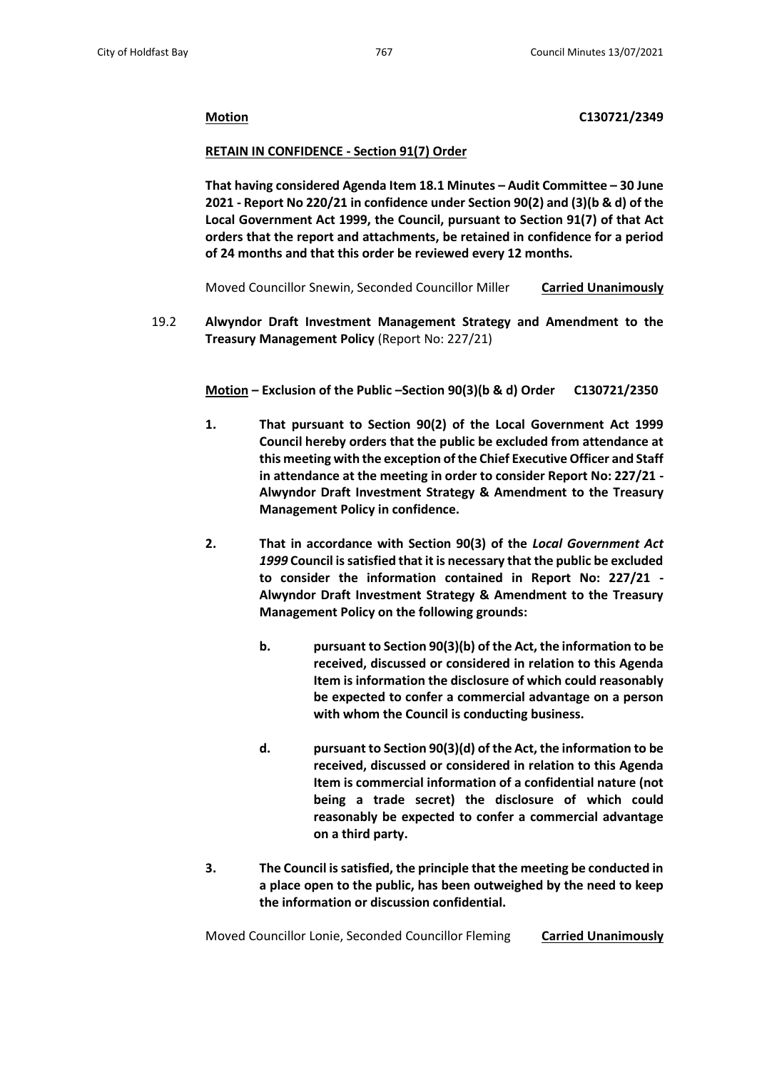**Motion** **C130721/2349**

**RETAIN IN CONFIDENCE - Section 91(7) Order**

**That having considered Agenda Item 18.1 Minutes – Audit Committee – 30 June 2021 - Report No 220/21 in confidence under Section 90(2) and (3)(b & d) of the Local Government Act 1999, the Council, pursuant to Section 91(7) of that Act orders that the report and attachments, be retained in confidence for a period of 24 months and that this order be reviewed every 12 months.**

Moved Councillor Snewin, Seconded Councillor Miller **Carried Unanimously**

19.2 **Alwyndor Draft Investment Management Strategy and Amendment to the Treasury Management Policy** (Report No: 227/21)

**Motion – Exclusion of the Public –Section 90(3)(b & d) Order C130721/2350**

1. **That pursuant to Section 90(2) of the Local Government Act 1999 Council hereby orders that the public be excluded from attendance at this meeting with the exception of the Chief Executive Officer and Staff in attendance at the meeting in order to consider Report No: 227/21 - Alwyndor Draft Investment Strategy & Amendment to the Treasury Management Policy in confidence.**

2. **That in accordance with Section 90(3) of the *Local Government Act 1999* Council is satisfied that it is necessary that the public be excluded to consider the information contained in Report No: 227/21 - Alwyndor Draft Investment Strategy & Amendment to the Treasury Management Policy on the following grounds:**

   b. **pursuant to Section 90(3)(b) of the Act, the information to be received, discussed or considered in relation to this Agenda Item is information the disclosure of which could reasonably be expected to confer a commercial advantage on a person with whom the Council is conducting business.**

   d. **pursuant to Section 90(3)(d) of the Act, the information to be received, discussed or considered in relation to this Agenda Item is commercial information of a confidential nature (not being a trade secret) the disclosure of which could reasonably be expected to confer a commercial advantage on a third party.**

3. **The Council is satisfied, the principle that the meeting be conducted in a place open to the public, has been outweighed by the need to keep the information or discussion confidential.**

Moved Councillor Lonie, Seconded Councillor Fleming **Carried Unanimously**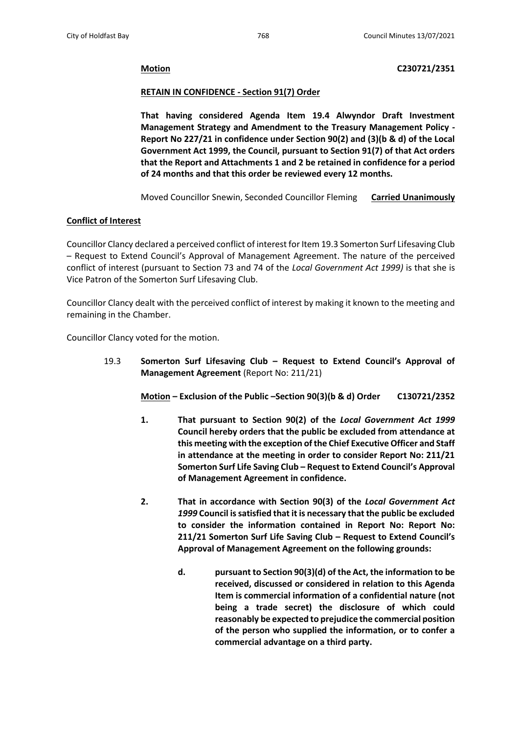**Motion** **C230721/2351**

**RETAIN IN CONFIDENCE - Section 91(7) Order**

**That having considered Agenda Item 19.4 Alwyndor Draft Investment Management Strategy and Amendment to the Treasury Management Policy - Report No 227/21 in confidence under Section 90(2) and (3)(b & d) of the Local Government Act 1999, the Council, pursuant to Section 91(7) of that Act orders that the Report and Attachments 1 and 2 be retained in confidence for a period of 24 months and that this order be reviewed every 12 months.**

Moved Councillor Snewin, Seconded Councillor Fleming **Carried Unanimously**

**Conflict of Interest**

Councillor Clancy declared a perceived conflict of interest for Item 19.3 Somerton Surf Lifesaving Club – Request to Extend Council's Approval of Management Agreement. The nature of the perceived conflict of interest (pursuant to Section 73 and 74 of the *Local Government Act 1999)* is that she is Vice Patron of the Somerton Surf Lifesaving Club.

Councillor Clancy dealt with the perceived conflict of interest by making it known to the meeting and remaining in the Chamber.

Councillor Clancy voted for the motion.

19.3 **Somerton Surf Lifesaving Club – Request to Extend Council's Approval of Management Agreement** (Report No: 211/21)

**Motion – Exclusion of the Public –Section 90(3)(b & d) Order** **C130721/2352**

1. **That pursuant to Section 90(2) of the *Local Government Act 1999* Council hereby orders that the public be excluded from attendance at this meeting with the exception of the Chief Executive Officer and Staff in attendance at the meeting in order to consider Report No: 211/21 Somerton Surf Life Saving Club – Request to Extend Council's Approval of Management Agreement in confidence.**

2. **That in accordance with Section 90(3) of the *Local Government Act 1999* Council is satisfied that it is necessary that the public be excluded to consider the information contained in Report No: Report No: 211/21 Somerton Surf Life Saving Club – Request to Extend Council's Approval of Management Agreement on the following grounds:**

   d. **pursuant to Section 90(3)(d) of the Act, the information to be received, discussed or considered in relation to this Agenda Item is commercial information of a confidential nature (not being a trade secret) the disclosure of which could reasonably be expected to prejudice the commercial position of the person who supplied the information, or to confer a commercial advantage on a third party.**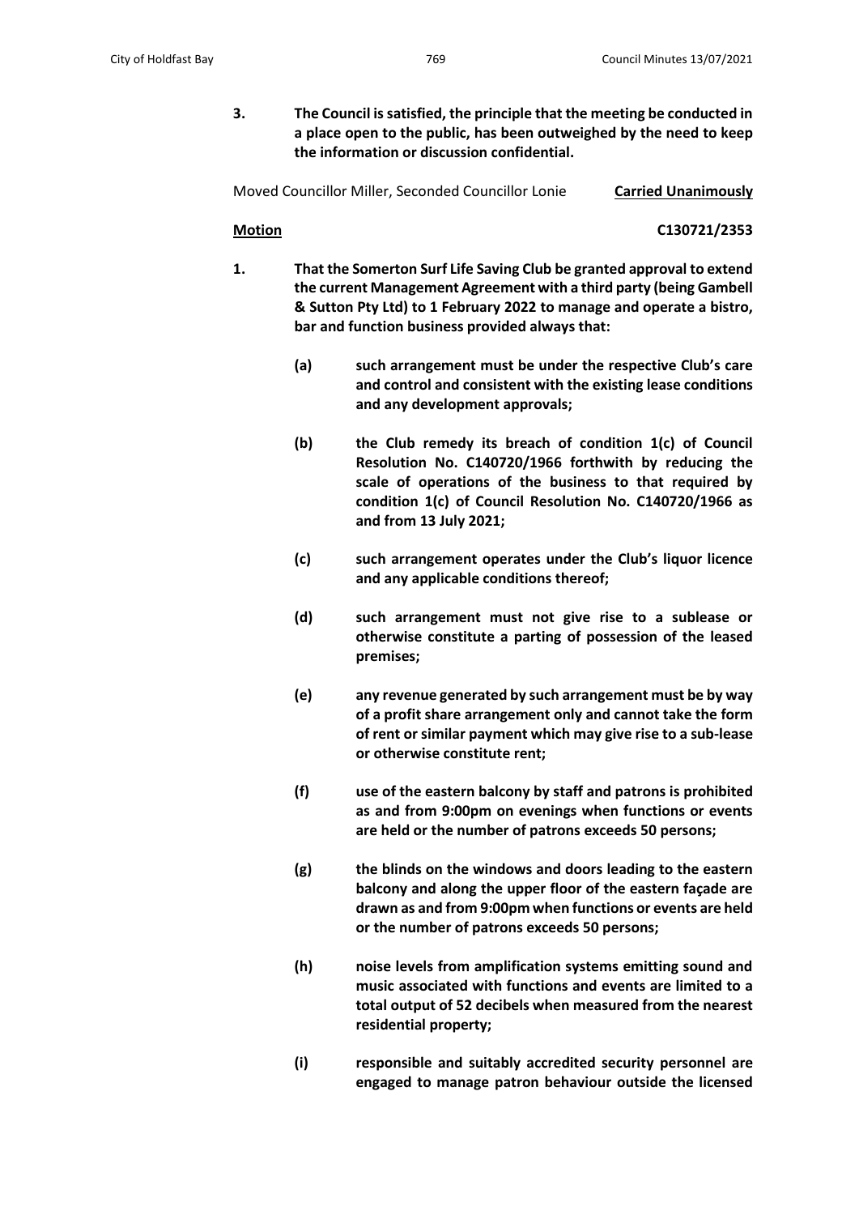**3. The Council is satisfied, the principle that the meeting be conducted in a place open to the public, has been outweighed by the need to keep the information or discussion confidential.**

Moved Councillor Miller, Seconded Councillor Lonie **Carried Unanimously**

**Motion** **C130721/2353**

**1. That the Somerton Surf Life Saving Club be granted approval to extend the current Management Agreement with a third party (being Gambell & Sutton Pty Ltd) to 1 February 2022 to manage and operate a bistro, bar and function business provided always that:**

**(a) such arrangement must be under the respective Club's care and control and consistent with the existing lease conditions and any development approvals;**

**(b) the Club remedy its breach of condition 1(c) of Council Resolution No. C140720/1966 forthwith by reducing the scale of operations of the business to that required by condition 1(c) of Council Resolution No. C140720/1966 as and from 13 July 2021;**

**(c) such arrangement operates under the Club's liquor licence and any applicable conditions thereof;**

**(d) such arrangement must not give rise to a sublease or otherwise constitute a parting of possession of the leased premises;**

**(e) any revenue generated by such arrangement must be by way of a profit share arrangement only and cannot take the form of rent or similar payment which may give rise to a sub-lease or otherwise constitute rent;**

**(f) use of the eastern balcony by staff and patrons is prohibited as and from 9:00pm on evenings when functions or events are held or the number of patrons exceeds 50 persons;**

**(g) the blinds on the windows and doors leading to the eastern balcony and along the upper floor of the eastern façade are drawn as and from 9:00pm when functions or events are held or the number of patrons exceeds 50 persons;**

**(h) noise levels from amplification systems emitting sound and music associated with functions and events are limited to a total output of 52 decibels when measured from the nearest residential property;**

**(i) responsible and suitably accredited security personnel are engaged to manage patron behaviour outside the licensed**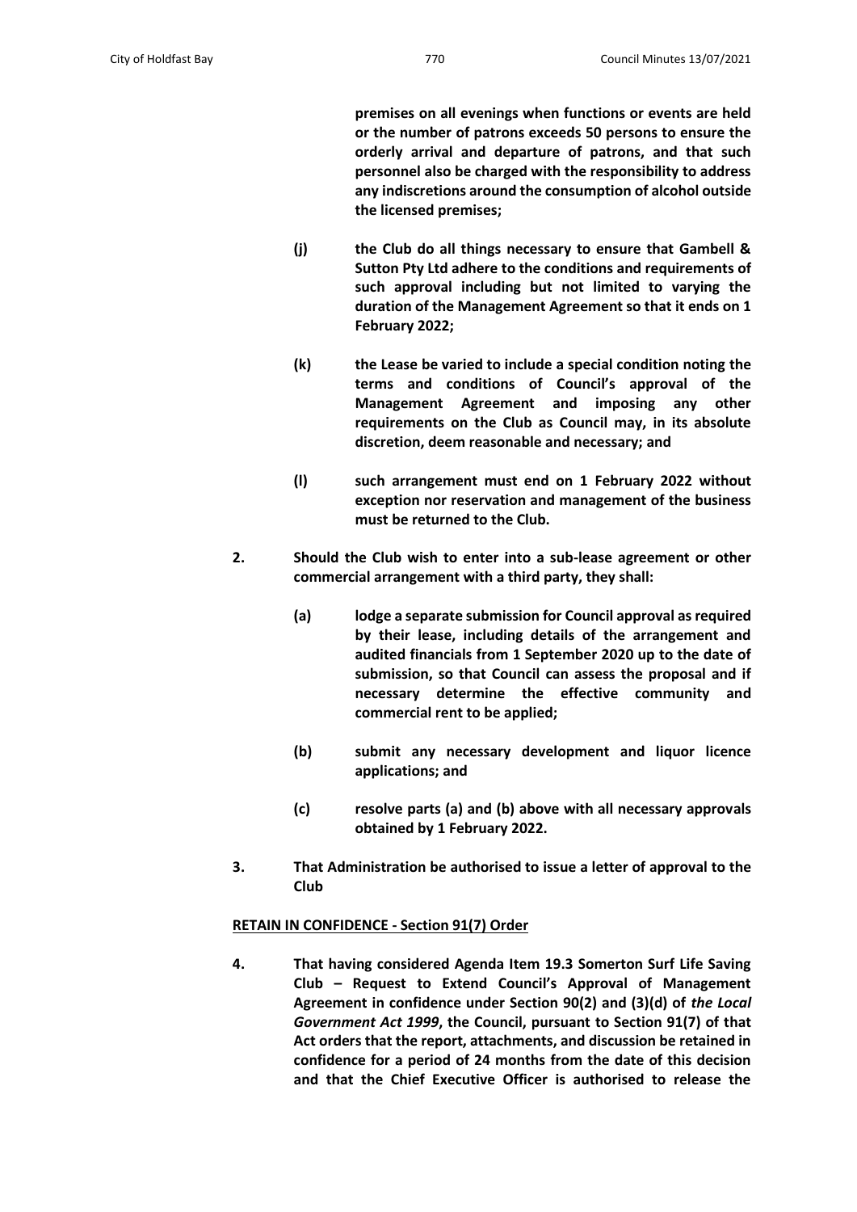**premises on all evenings when functions or events are held or the number of patrons exceeds 50 persons to ensure the orderly arrival and departure of patrons, and that such personnel also be charged with the responsibility to address any indiscretions around the consumption of alcohol outside the licensed premises;**

**(j) the Club do all things necessary to ensure that Gambell & Sutton Pty Ltd adhere to the conditions and requirements of such approval including but not limited to varying the duration of the Management Agreement so that it ends on 1 February 2022;**

**(k) the Lease be varied to include a special condition noting the terms and conditions of Council's approval of the Management Agreement and imposing any other requirements on the Club as Council may, in its absolute discretion, deem reasonable and necessary; and**

**(l) such arrangement must end on 1 February 2022 without exception nor reservation and management of the business must be returned to the Club.**

**2. Should the Club wish to enter into a sub-lease agreement or other commercial arrangement with a third party, they shall:**

**(a) lodge a separate submission for Council approval as required by their lease, including details of the arrangement and audited financials from 1 September 2020 up to the date of submission, so that Council can assess the proposal and if necessary determine the effective community and commercial rent to be applied;**

**(b) submit any necessary development and liquor licence applications; and**

**(c) resolve parts (a) and (b) above with all necessary approvals obtained by 1 February 2022.**

**3. That Administration be authorised to issue a letter of approval to the Club**

**<u>RETAIN IN CONFIDENCE - Section 91(7) Order</u>**

**4. That having considered Agenda Item 19.3 Somerton Surf Life Saving Club – Request to Extend Council's Approval of Management Agreement in confidence under Section 90(2) and (3)(d) of *the Local Government Act 1999*, the Council, pursuant to Section 91(7) of that Act orders that the report, attachments, and discussion be retained in confidence for a period of 24 months from the date of this decision and that the Chief Executive Officer is authorised to release the**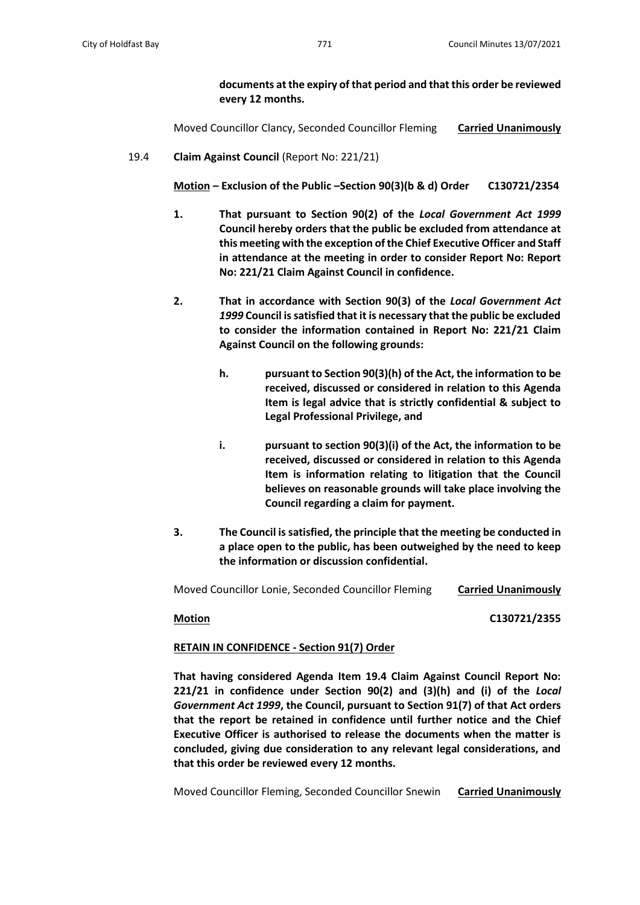**documents at the expiry of that period and that this order be reviewed every 12 months.**

Moved Councillor Clancy, Seconded Councillor Fleming **Carried Unanimously**

19.4 **Claim Against Council** (Report No: 221/21)

**Motion – Exclusion of the Public –Section 90(3)(b & d) Order C130721/2354**

1. **That pursuant to Section 90(2) of the *Local Government Act 1999* Council hereby orders that the public be excluded from attendance at this meeting with the exception of the Chief Executive Officer and Staff in attendance at the meeting in order to consider Report No: Report No: 221/21 Claim Against Council in confidence.**

2. **That in accordance with Section 90(3) of the *Local Government Act 1999* Council is satisfied that it is necessary that the public be excluded to consider the information contained in Report No: 221/21 Claim Against Council on the following grounds:**

   h. **pursuant to Section 90(3)(h) of the Act, the information to be received, discussed or considered in relation to this Agenda Item is legal advice that is strictly confidential & subject to Legal Professional Privilege, and**

   i. **pursuant to section 90(3)(i) of the Act, the information to be received, discussed or considered in relation to this Agenda Item is information relating to litigation that the Council believes on reasonable grounds will take place involving the Council regarding a claim for payment.**

3. **The Council is satisfied, the principle that the meeting be conducted in a place open to the public, has been outweighed by the need to keep the information or discussion confidential.**

Moved Councillor Lonie, Seconded Councillor Fleming **Carried Unanimously**

**Motion** **C130721/2355**

**RETAIN IN CONFIDENCE - Section 91(7) Order**

**That having considered Agenda Item 19.4 Claim Against Council Report No: 221/21 in confidence under Section 90(2) and (3)(h) and (i) of the *Local Government Act 1999*, the Council, pursuant to Section 91(7) of that Act orders that the report be retained in confidence until further notice and the Chief Executive Officer is authorised to release the documents when the matter is concluded, giving due consideration to any relevant legal considerations, and that this order be reviewed every 12 months.**

Moved Councillor Fleming, Seconded Councillor Snewin **Carried Unanimously**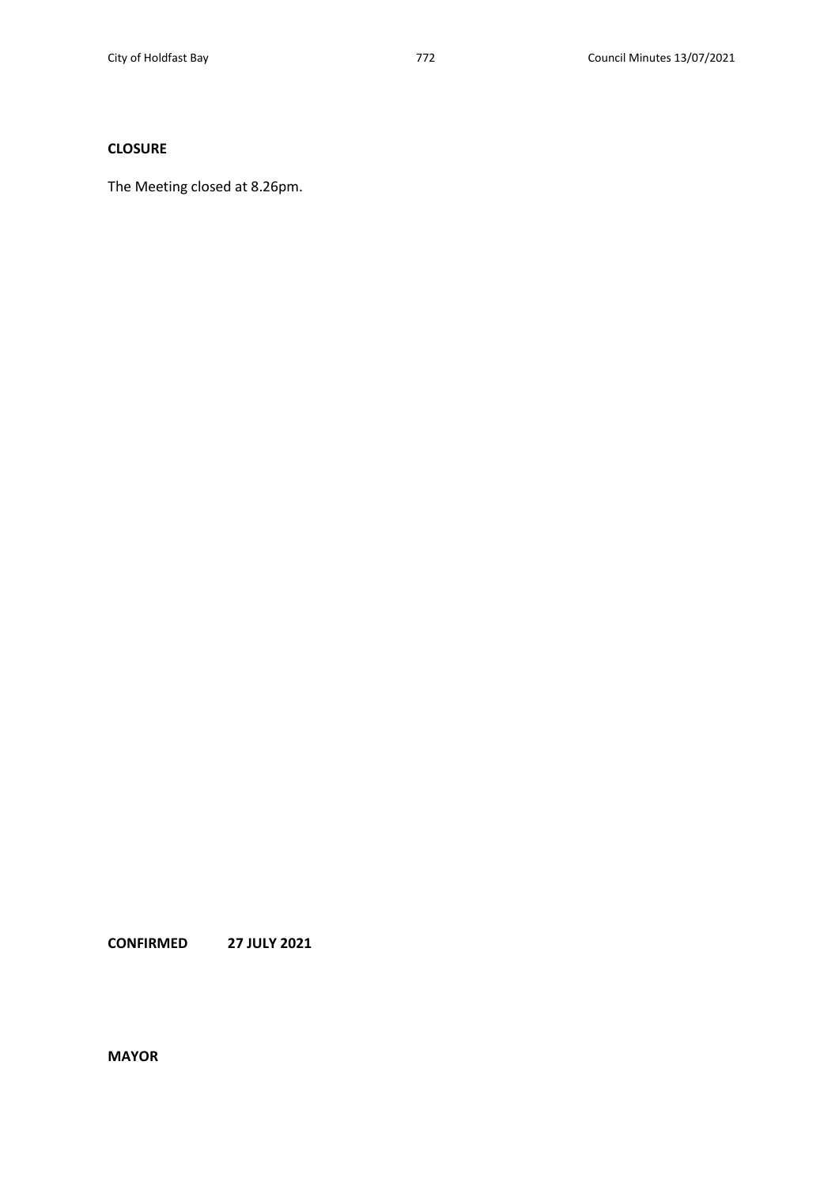**CLOSURE**

The Meeting closed at 8.26pm.

**CONFIRMED 27 JULY 2021**

**MAYOR**